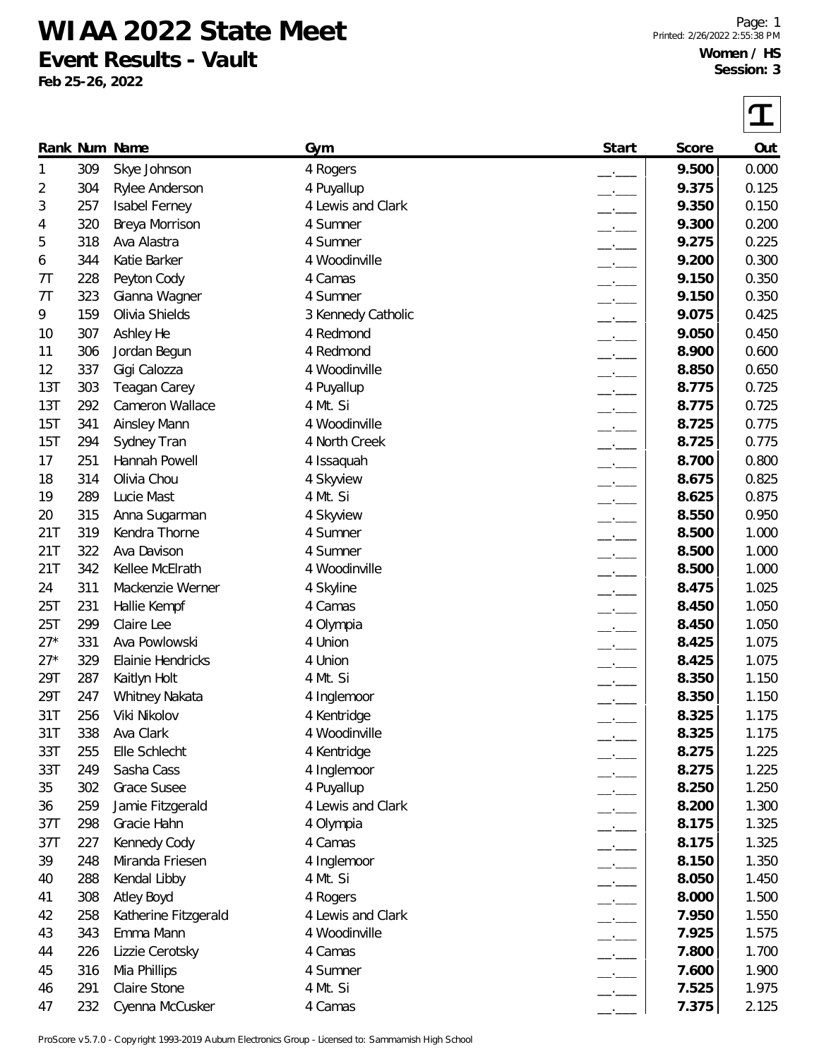# WIAA 2022 State Meet

## Event Results - Vault

**Feb 25-26, 2022**

**Women / HS**
**Session: 3**

| Rank | Num | Name | Gym | Start | Score | Out |
|---|---|---|---|---|---|---|
| 1 | 309 | Skye Johnson | 4 Rogers | __.___ | **9.500** | 0.000 |
| 2 | 304 | Rylee Anderson | 4 Puyallup | __.___ | **9.375** | 0.125 |
| 3 | 257 | Isabel Ferney | 4 Lewis and Clark | __.___ | **9.350** | 0.150 |
| 4 | 320 | Breya Morrison | 4 Sumner | __.___ | **9.300** | 0.200 |
| 5 | 318 | Ava Alastra | 4 Sumner | __.___ | **9.275** | 0.225 |
| 6 | 344 | Katie Barker | 4 Woodinville | __.___ | **9.200** | 0.300 |
| 7T | 228 | Peyton Cody | 4 Camas | __.___ | **9.150** | 0.350 |
| 7T | 323 | Gianna Wagner | 4 Sumner | __.___ | **9.150** | 0.350 |
| 9 | 159 | Olivia Shields | 3 Kennedy Catholic | __.___ | **9.075** | 0.425 |
| 10 | 307 | Ashley He | 4 Redmond | __.___ | **9.050** | 0.450 |
| 11 | 306 | Jordan Begun | 4 Redmond | __.___ | **8.900** | 0.600 |
| 12 | 337 | Gigi Calozza | 4 Woodinville | __.___ | **8.850** | 0.650 |
| 13T | 303 | Teagan Carey | 4 Puyallup | __.___ | **8.775** | 0.725 |
| 13T | 292 | Cameron Wallace | 4 Mt. Si | __.___ | **8.775** | 0.725 |
| 15T | 341 | Ainsley Mann | 4 Woodinville | __.___ | **8.725** | 0.775 |
| 15T | 294 | Sydney Tran | 4 North Creek | __.___ | **8.725** | 0.775 |
| 17 | 251 | Hannah Powell | 4 Issaquah | __.___ | **8.700** | 0.800 |
| 18 | 314 | Olivia Chou | 4 Skyview | __.___ | **8.675** | 0.825 |
| 19 | 289 | Lucie Mast | 4 Mt. Si | __.___ | **8.625** | 0.875 |
| 20 | 315 | Anna Sugarman | 4 Skyview | __.___ | **8.550** | 0.950 |
| 21T | 319 | Kendra Thorne | 4 Sumner | __.___ | **8.500** | 1.000 |
| 21T | 322 | Ava Davison | 4 Sumner | __.___ | **8.500** | 1.000 |
| 21T | 342 | Kellee McElrath | 4 Woodinville | __.___ | **8.500** | 1.000 |
| 24 | 311 | Mackenzie Werner | 4 Skyline | __.___ | **8.475** | 1.025 |
| 25T | 231 | Hallie Kempf | 4 Camas | __.___ | **8.450** | 1.050 |
| 25T | 299 | Claire Lee | 4 Olympia | __.___ | **8.450** | 1.050 |
| 27* | 331 | Ava Powlowski | 4 Union | __.___ | **8.425** | 1.075 |
| 27* | 329 | Elainie Hendricks | 4 Union | __.___ | **8.425** | 1.075 |
| 29T | 287 | Kaitlyn Holt | 4 Mt. Si | __.___ | **8.350** | 1.150 |
| 29T | 247 | Whitney Nakata | 4 Inglemoor | __.___ | **8.350** | 1.150 |
| 31T | 256 | Viki Nikolov | 4 Kentridge | __.___ | **8.325** | 1.175 |
| 31T | 338 | Ava Clark | 4 Woodinville | __.___ | **8.325** | 1.175 |
| 33T | 255 | Elle Schlecht | 4 Kentridge | __.___ | **8.275** | 1.225 |
| 33T | 249 | Sasha Cass | 4 Inglemoor | __.___ | **8.275** | 1.225 |
| 35 | 302 | Grace Susee | 4 Puyallup | __.___ | **8.250** | 1.250 |
| 36 | 259 | Jamie Fitzgerald | 4 Lewis and Clark | __.___ | **8.200** | 1.300 |
| 37T | 298 | Gracie Hahn | 4 Olympia | __.___ | **8.175** | 1.325 |
| 37T | 227 | Kennedy Cody | 4 Camas | __.___ | **8.175** | 1.325 |
| 39 | 248 | Miranda Friesen | 4 Inglemoor | __.___ | **8.150** | 1.350 |
| 40 | 288 | Kendal Libby | 4 Mt. Si | __.___ | **8.050** | 1.450 |
| 41 | 308 | Atley Boyd | 4 Rogers | __.___ | **8.000** | 1.500 |
| 42 | 258 | Katherine Fitzgerald | 4 Lewis and Clark | __.___ | **7.950** | 1.550 |
| 43 | 343 | Emma Mann | 4 Woodinville | __.___ | **7.925** | 1.575 |
| 44 | 226 | Lizzie Cerotsky | 4 Camas | __.___ | **7.800** | 1.700 |
| 45 | 316 | Mia Phillips | 4 Sumner | __.___ | **7.600** | 1.900 |
| 46 | 291 | Claire Stone | 4 Mt. Si | __.___ | **7.525** | 1.975 |
| 47 | 232 | Cyenna McCusker | 4 Camas | __.___ | **7.375** | 2.125 |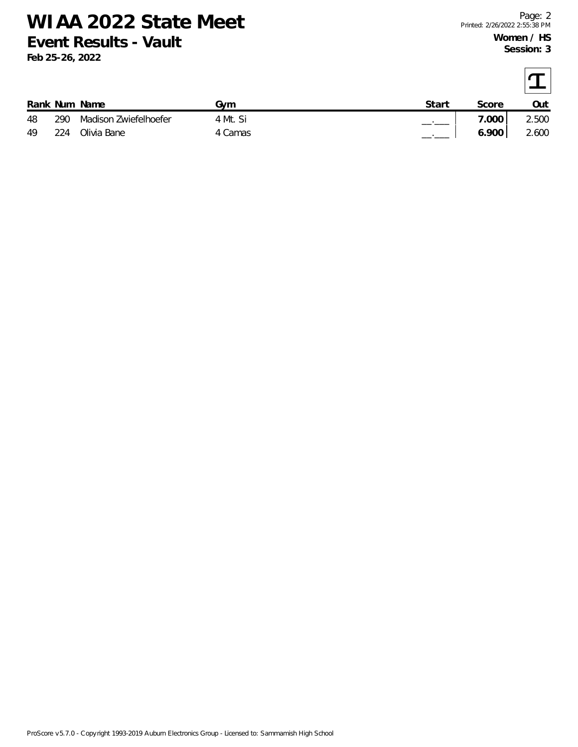# WIAA 2022 State Meet

## Event Results - Vault

**Feb 25-26, 2022**

**Women / HS**
**Session: 3**

| Rank | Num | Name | Gym | Start | Score | Out |
|---|---|---|---|---|---|---|
| 48 | 290 | Madison Zwiefelhoefer | 4 Mt. Si | __.___ | **7.000** | 2.500 |
| 49 | 224 | Olivia Bane | 4 Camas | __.___ | **6.900** | 2.600 |

ProScore v5.7.0 - Copyright 1993-2019 Auburn Electronics Group - Licensed to: Sammamish High School